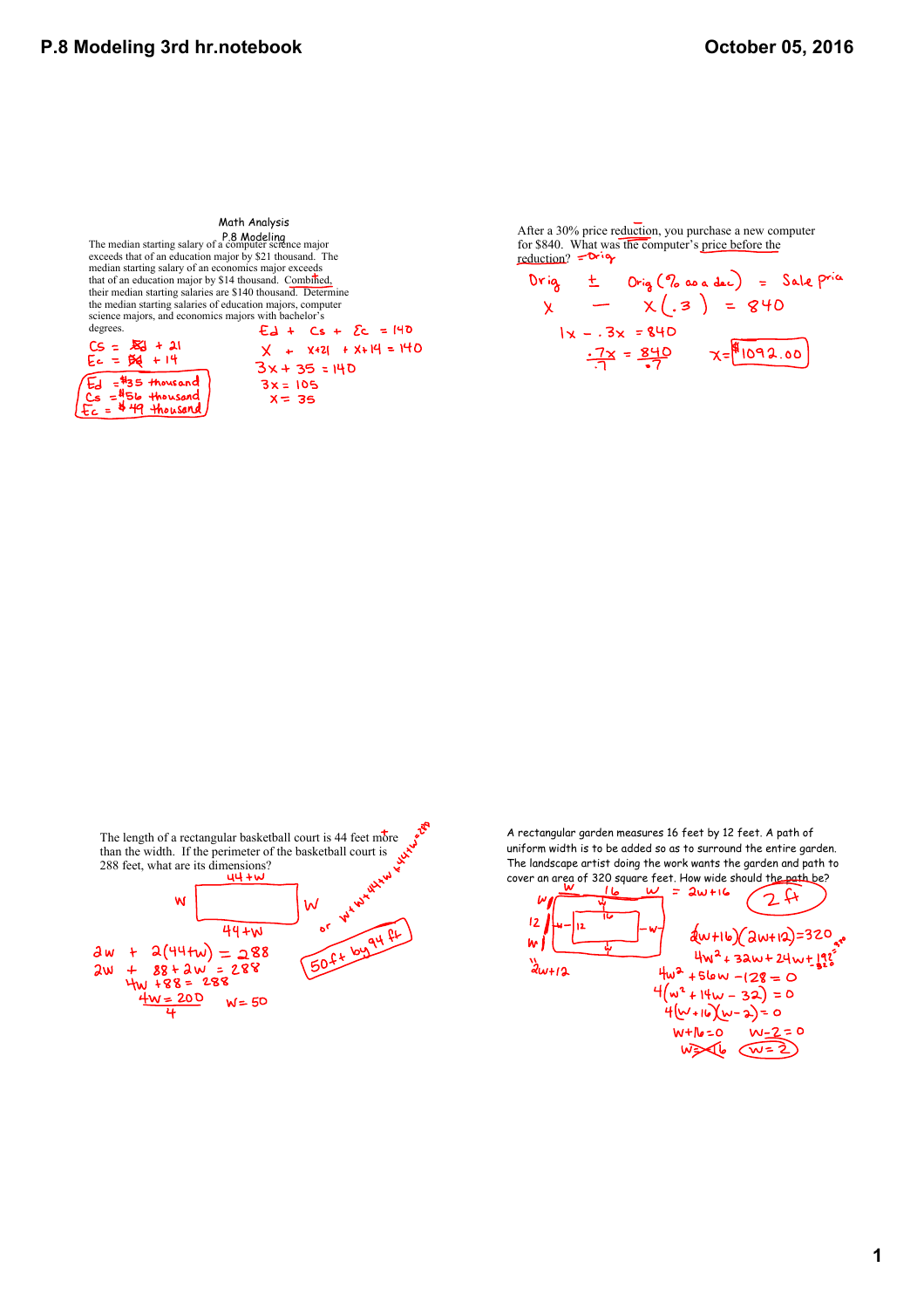Math Analysis

P.8 Modeling

The median starting salary of a computer science major exceeds that of an education major by $21 thousand. The median starting salary of an economics major exceeds that of an education major by $14 thousand. Combined, their median starting salaries are $140 thousand. Determine the median starting salaries of education majors, computer science majors, and economics majors with bachelor's degrees.

$Cs = Ed + 21$

$Ec = Ed + 14$

$Ed + Cs + Ec = 140$

$x + x+21 + x+14 = 140$

$3x + 35 = 140$

$3x = 105$

$x = 35$

Ed = $35 thousand
Cs = $56 thousand
Ec = $49 thousand

After a 30% price reduction, you purchase a new computer for $840. What was the computer's price before the reduction? = Orig

Orig ± Orig (% as a dec) = Sale price

$x - x(.3) = 840$

$1x - .3x = 840$

$\frac{.7x}{.7} = \frac{840}{.7}$

$x = \$1092.00$

The length of a rectangular basketball court is 44 feet more than the width. If the perimeter of the basketball court is 288 feet, what are its dimensions?

$w + w + 44 + w + 44 + w = 288$

$2w + 2(44 + w) = 288$

$2w + 88 + 2w = 288$

$4w + 88 = 288$

$\frac{4w = 200}{4}$

$w = 50$

50 ft by 94 ft

A rectangular garden measures 16 feet by 12 feet. A path of uniform width is to be added so as to surround the entire garden. The landscape artist doing the work wants the garden and path to cover an area of 320 square feet. How wide should the path be?

$2w + 16$, $2w + 12$

$(2w+16)(2w+12) = 320$

$4w^2 + 32w + 24w + 192 = 320$

$4w^2 + 56w - 128 = 0$

$4(w^2 + 14w - 32) = 0$

$4(w+16)(w-2) = 0$

$w + 16 = 0$, $w - 2 = 0$

$w = -16$ (rejected), $w = 2$

2 ft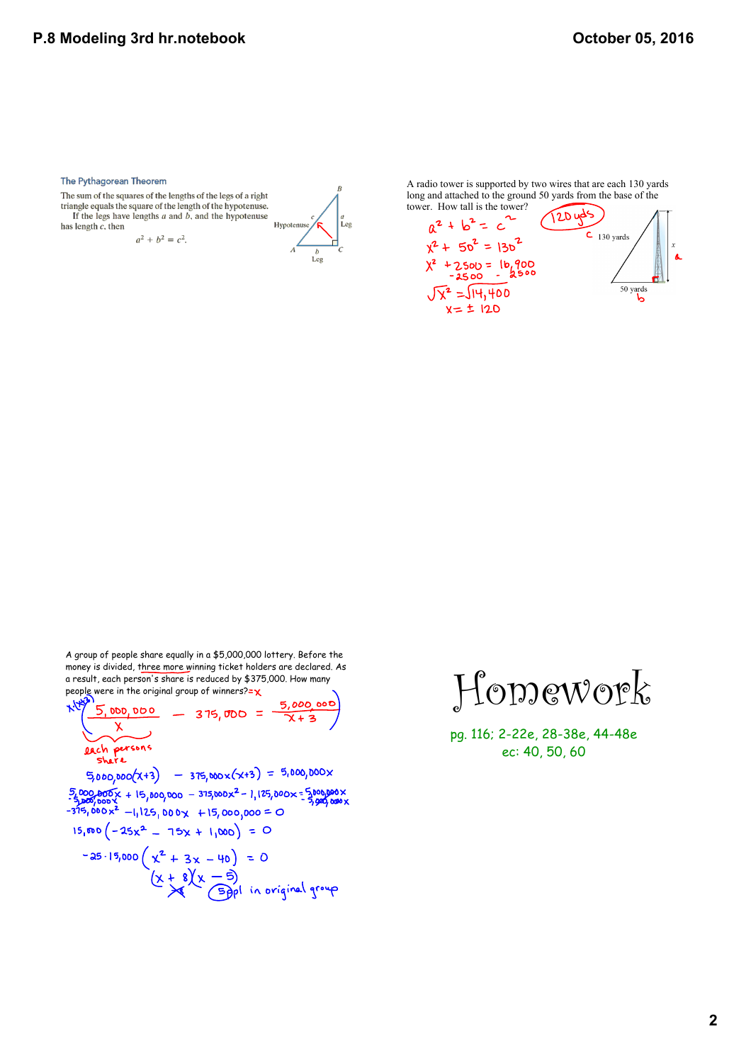## The Pythagorean Theorem

The sum of the squares of the lengths of the legs of a right triangle equals the square of the length of the hypotenuse.

If the legs have lengths $a$ and $b$, and the hypotenuse has length $c$, then

$$a^2 + b^2 = c^2.$$

Hypotenuse, Leg, Leg, $a$, $b$, $c$, A, B, C

A radio tower is supported by two wires that are each 130 yards long and attached to the ground 50 yards from the base of the tower. How tall is the tower?

130 yards
50 yards
$x$

$$a^2 + b^2 = c^2$$

$$x^2 + 50^2 = 130^2$$

$$x^2 + 2500 = 16{,}900$$

$$-2500 \quad -2500$$

$$\sqrt{x^2} = \sqrt{14{,}400}$$

$$x = \pm 120$$

120 yds

A group of people share equally in a $5,000,000 lottery. Before the money is divided, three more winning ticket holders are declared. As a result, each person's share is reduced by $375,000. How many people were in the original group of winners? = x

$$x(x+3)\left(\frac{5{,}000{,}000}{x} - 375{,}000 = \frac{5{,}000{,}000}{x+3}\right)$$

each persons share

$$5{,}000{,}000(x+3) - 375{,}000x(x+3) = 5{,}000{,}000x$$

$$5{,}000{,}000x + 15{,}000{,}000 - 375{,}000x^2 - 1{,}125{,}000x = 5{,}000{,}000x$$

$$-375{,}000x^2 - 1{,}125{,}000x + 15{,}000{,}000 = 0$$

$$15{,}000(-25x^2 - 75x + 1{,}000) = 0$$

$$-25 \cdot 15{,}000(x^2 + 3x - 40) = 0$$

$$(x + 8)(x - 5)$$

5 ppl in original group

# Homework

pg. 116; 2-22e, 28-38e, 44-48e

ec: 40, 50, 60